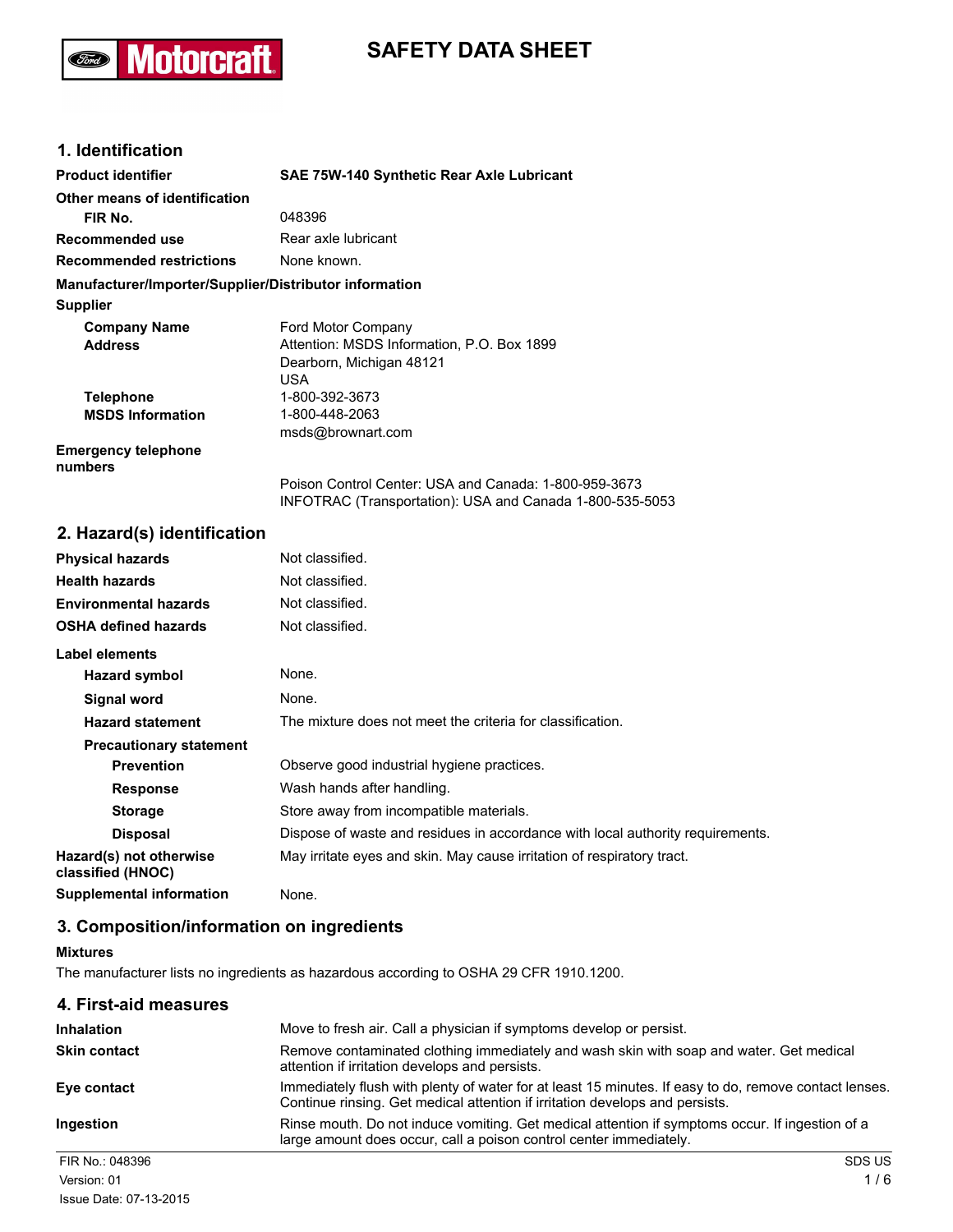# SAFETY DATA SHEET

## 1. Identification

| | |
|---|---|
| **Product identifier** | **SAE 75W-140 Synthetic Rear Axle Lubricant** |
| **Other means of identification** | |
| **FIR No.** | 048396 |
| **Recommended use** | Rear axle lubricant |
| **Recommended restrictions** | None known. |

**Manufacturer/Importer/Supplier/Distributor information**

**Supplier**

| | |
|---|---|
| **Company Name** | Ford Motor Company |
| **Address** | Attention: MSDS Information, P.O. Box 1899<br>Dearborn, Michigan 48121<br>USA |
| **Telephone** | 1-800-392-3673 |
| **MSDS Information** | 1-800-448-2063<br>msds@brownart.com |
| **Emergency telephone numbers** | Poison Control Center: USA and Canada: 1-800-959-3673<br>INFOTRAC (Transportation): USA and Canada 1-800-535-5053 |

## 2. Hazard(s) identification

| | |
|---|---|
| **Physical hazards** | Not classified. |
| **Health hazards** | Not classified. |
| **Environmental hazards** | Not classified. |
| **OSHA defined hazards** | Not classified. |

**Label elements**

| | |
|---|---|
| **Hazard symbol** | None. |
| **Signal word** | None. |
| **Hazard statement** | The mixture does not meet the criteria for classification. |
| **Precautionary statement** | |
| **Prevention** | Observe good industrial hygiene practices. |
| **Response** | Wash hands after handling. |
| **Storage** | Store away from incompatible materials. |
| **Disposal** | Dispose of waste and residues in accordance with local authority requirements. |
| **Hazard(s) not otherwise classified (HNOC)** | May irritate eyes and skin. May cause irritation of respiratory tract. |
| **Supplemental information** | None. |

## 3. Composition/information on ingredients

**Mixtures**

The manufacturer lists no ingredients as hazardous according to OSHA 29 CFR 1910.1200.

## 4. First-aid measures

| | |
|---|---|
| **Inhalation** | Move to fresh air. Call a physician if symptoms develop or persist. |
| **Skin contact** | Remove contaminated clothing immediately and wash skin with soap and water. Get medical attention if irritation develops and persists. |
| **Eye contact** | Immediately flush with plenty of water for at least 15 minutes. If easy to do, remove contact lenses. Continue rinsing. Get medical attention if irritation develops and persists. |
| **Ingestion** | Rinse mouth. Do not induce vomiting. Get medical attention if symptoms occur. If ingestion of a large amount does occur, call a poison control center immediately. |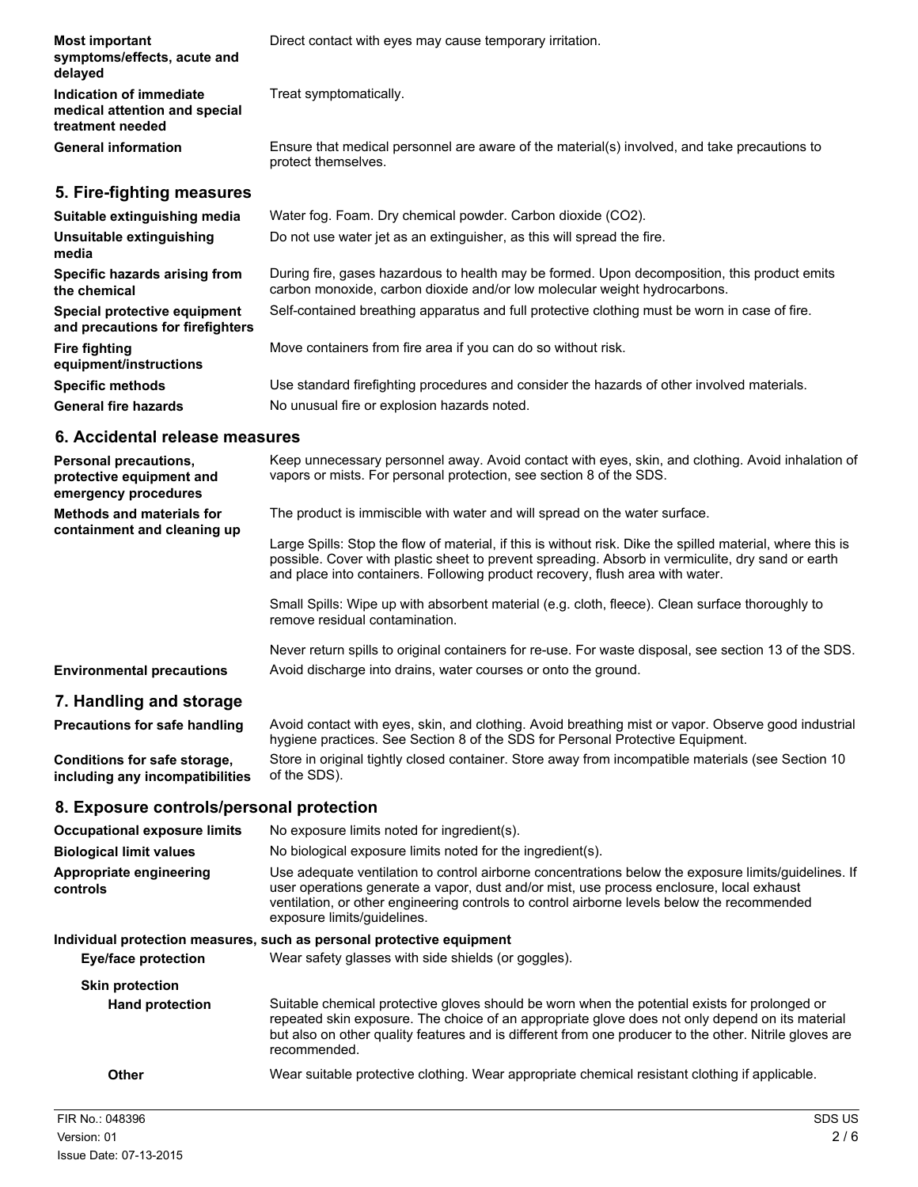**Most important symptoms/effects, acute and delayed** Direct contact with eyes may cause temporary irritation.

**Indication of immediate medical attention and special treatment needed** Treat symptomatically.

**General information** Ensure that medical personnel are aware of the material(s) involved, and take precautions to protect themselves.

## 5. Fire-fighting measures

**Suitable extinguishing media** Water fog. Foam. Dry chemical powder. Carbon dioxide ($CO_2$).

**Unsuitable extinguishing media** Do not use water jet as an extinguisher, as this will spread the fire.

**Specific hazards arising from the chemical** During fire, gases hazardous to health may be formed. Upon decomposition, this product emits carbon monoxide, carbon dioxide and/or low molecular weight hydrocarbons.

**Special protective equipment and precautions for firefighters** Self-contained breathing apparatus and full protective clothing must be worn in case of fire.

**Fire fighting equipment/instructions** Move containers from fire area if you can do so without risk.

**Specific methods** Use standard firefighting procedures and consider the hazards of other involved materials.

**General fire hazards** No unusual fire or explosion hazards noted.

## 6. Accidental release measures

**Personal precautions, protective equipment and emergency procedures** Keep unnecessary personnel away. Avoid contact with eyes, skin, and clothing. Avoid inhalation of vapors or mists. For personal protection, see section 8 of the SDS.

**Methods and materials for containment and cleaning up** The product is immiscible with water and will spread on the water surface.

Large Spills: Stop the flow of material, if this is without risk. Dike the spilled material, where this is possible. Cover with plastic sheet to prevent spreading. Absorb in vermiculite, dry sand or earth and place into containers. Following product recovery, flush area with water.

Small Spills: Wipe up with absorbent material (e.g. cloth, fleece). Clean surface thoroughly to remove residual contamination.

Never return spills to original containers for re-use. For waste disposal, see section 13 of the SDS.

**Environmental precautions** Avoid discharge into drains, water courses or onto the ground.

## 7. Handling and storage

**Precautions for safe handling** Avoid contact with eyes, skin, and clothing. Avoid breathing mist or vapor. Observe good industrial hygiene practices. See Section 8 of the SDS for Personal Protective Equipment.

**Conditions for safe storage, including any incompatibilities** Store in original tightly closed container. Store away from incompatible materials (see Section 10 of the SDS).

## 8. Exposure controls/personal protection

**Occupational exposure limits** No exposure limits noted for ingredient(s).

**Biological limit values** No biological exposure limits noted for the ingredient(s).

**Appropriate engineering controls** Use adequate ventilation to control airborne concentrations below the exposure limits/guidelines. If user operations generate a vapor, dust and/or mist, use process enclosure, local exhaust ventilation, or other engineering controls to control airborne levels below the recommended exposure limits/guidelines.

**Individual protection measures, such as personal protective equipment**

**Eye/face protection** Wear safety glasses with side shields (or goggles).

**Skin protection**

**Hand protection** Suitable chemical protective gloves should be worn when the potential exists for prolonged or repeated skin exposure. The choice of an appropriate glove does not only depend on its material but also on other quality features and is different from one producer to the other. Nitrile gloves are recommended.

**Other** Wear suitable protective clothing. Wear appropriate chemical resistant clothing if applicable.

FIR No.: 048396
Version: 01
Issue Date: 07-13-2015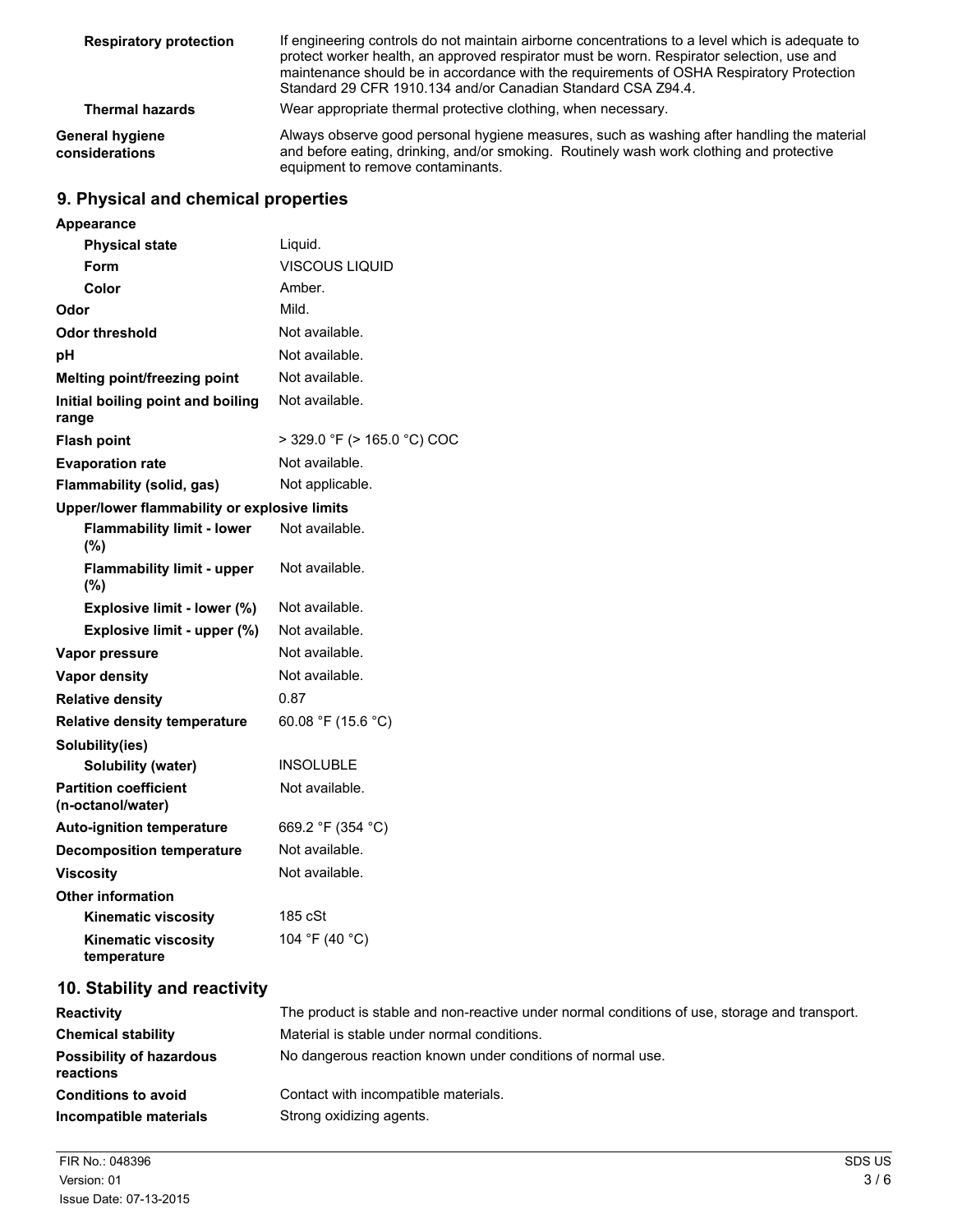| | |
|---|---|
| **Respiratory protection** | If engineering controls do not maintain airborne concentrations to a level which is adequate to protect worker health, an approved respirator must be worn. Respirator selection, use and maintenance should be in accordance with the requirements of OSHA Respiratory Protection Standard 29 CFR 1910.134 and/or Canadian Standard CSA Z94.4. |
| **Thermal hazards** | Wear appropriate thermal protective clothing, when necessary. |
| **General hygiene considerations** | Always observe good personal hygiene measures, such as washing after handling the material and before eating, drinking, and/or smoking. Routinely wash work clothing and protective equipment to remove contaminants. |

## 9. Physical and chemical properties

| | |
|---|---|
| **Appearance** | |
| **Physical state** | Liquid. |
| **Form** | VISCOUS LIQUID |
| **Color** | Amber. |
| **Odor** | Mild. |
| **Odor threshold** | Not available. |
| **pH** | Not available. |
| **Melting point/freezing point** | Not available. |
| **Initial boiling point and boiling range** | Not available. |
| **Flash point** | > 329.0 °F (> 165.0 °C) COC |
| **Evaporation rate** | Not available. |
| **Flammability (solid, gas)** | Not applicable. |
| **Upper/lower flammability or explosive limits** | |
| **Flammability limit - lower (%)** | Not available. |
| **Flammability limit - upper (%)** | Not available. |
| **Explosive limit - lower (%)** | Not available. |
| **Explosive limit - upper (%)** | Not available. |
| **Vapor pressure** | Not available. |
| **Vapor density** | Not available. |
| **Relative density** | 0.87 |
| **Relative density temperature** | 60.08 °F (15.6 °C) |
| **Solubility(ies)** | |
| **Solubility (water)** | INSOLUBLE |
| **Partition coefficient (n-octanol/water)** | Not available. |
| **Auto-ignition temperature** | 669.2 °F (354 °C) |
| **Decomposition temperature** | Not available. |
| **Viscosity** | Not available. |
| **Other information** | |
| **Kinematic viscosity** | 185 cSt |
| **Kinematic viscosity temperature** | 104 °F (40 °C) |

## 10. Stability and reactivity

| | |
|---|---|
| **Reactivity** | The product is stable and non-reactive under normal conditions of use, storage and transport. |
| **Chemical stability** | Material is stable under normal conditions. |
| **Possibility of hazardous reactions** | No dangerous reaction known under conditions of normal use. |
| **Conditions to avoid** | Contact with incompatible materials. |
| **Incompatible materials** | Strong oxidizing agents. |

FIR No.: 048396
Version: 01
Issue Date: 07-13-2015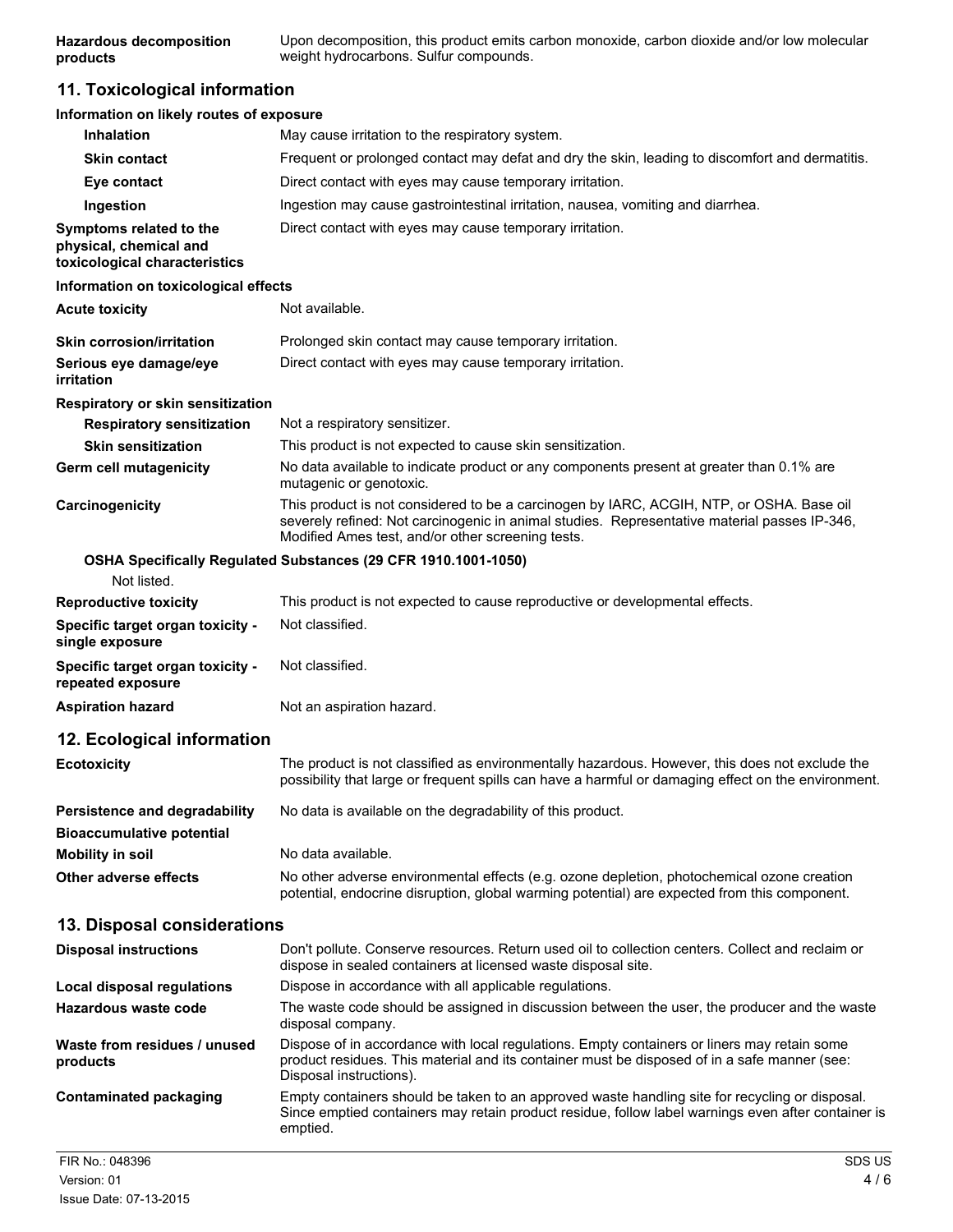**Hazardous decomposition products**
Upon decomposition, this product emits carbon monoxide, carbon dioxide and/or low molecular weight hydrocarbons. Sulfur compounds.

## 11. Toxicological information

**Information on likely routes of exposure**

| | |
|---|---|
| **Inhalation** | May cause irritation to the respiratory system. |
| **Skin contact** | Frequent or prolonged contact may defat and dry the skin, leading to discomfort and dermatitis. |
| **Eye contact** | Direct contact with eyes may cause temporary irritation. |
| **Ingestion** | Ingestion may cause gastrointestinal irritation, nausea, vomiting and diarrhea. |
| **Symptoms related to the physical, chemical and toxicological characteristics** | Direct contact with eyes may cause temporary irritation. |

**Information on toxicological effects**

| | |
|---|---|
| **Acute toxicity** | Not available. |
| **Skin corrosion/irritation** | Prolonged skin contact may cause temporary irritation. |
| **Serious eye damage/eye irritation** | Direct contact with eyes may cause temporary irritation. |

**Respiratory or skin sensitization**

| | |
|---|---|
| **Respiratory sensitization** | Not a respiratory sensitizer. |
| **Skin sensitization** | This product is not expected to cause skin sensitization. |
| **Germ cell mutagenicity** | No data available to indicate product or any components present at greater than 0.1% are mutagenic or genotoxic. |
| **Carcinogenicity** | This product is not considered to be a carcinogen by IARC, ACGIH, NTP, or OSHA. Base oil severely refined: Not carcinogenic in animal studies. Representative material passes IP-346, Modified Ames test, and/or other screening tests. |

**OSHA Specifically Regulated Substances (29 CFR 1910.1001-1050)**

Not listed.

| | |
|---|---|
| **Reproductive toxicity** | This product is not expected to cause reproductive or developmental effects. |
| **Specific target organ toxicity - single exposure** | Not classified. |
| **Specific target organ toxicity - repeated exposure** | Not classified. |
| **Aspiration hazard** | Not an aspiration hazard. |

## 12. Ecological information

| | |
|---|---|
| **Ecotoxicity** | The product is not classified as environmentally hazardous. However, this does not exclude the possibility that large or frequent spills can have a harmful or damaging effect on the environment. |
| **Persistence and degradability** | No data is available on the degradability of this product. |
| **Bioaccumulative potential** | |
| **Mobility in soil** | No data available. |
| **Other adverse effects** | No other adverse environmental effects (e.g. ozone depletion, photochemical ozone creation potential, endocrine disruption, global warming potential) are expected from this component. |

## 13. Disposal considerations

| | |
|---|---|
| **Disposal instructions** | Don't pollute. Conserve resources. Return used oil to collection centers. Collect and reclaim or dispose in sealed containers at licensed waste disposal site. |
| **Local disposal regulations** | Dispose in accordance with all applicable regulations. |
| **Hazardous waste code** | The waste code should be assigned in discussion between the user, the producer and the waste disposal company. |
| **Waste from residues / unused products** | Dispose of in accordance with local regulations. Empty containers or liners may retain some product residues. This material and its container must be disposed of in a safe manner (see: Disposal instructions). |
| **Contaminated packaging** | Empty containers should be taken to an approved waste handling site for recycling or disposal. Since emptied containers may retain product residue, follow label warnings even after container is emptied. |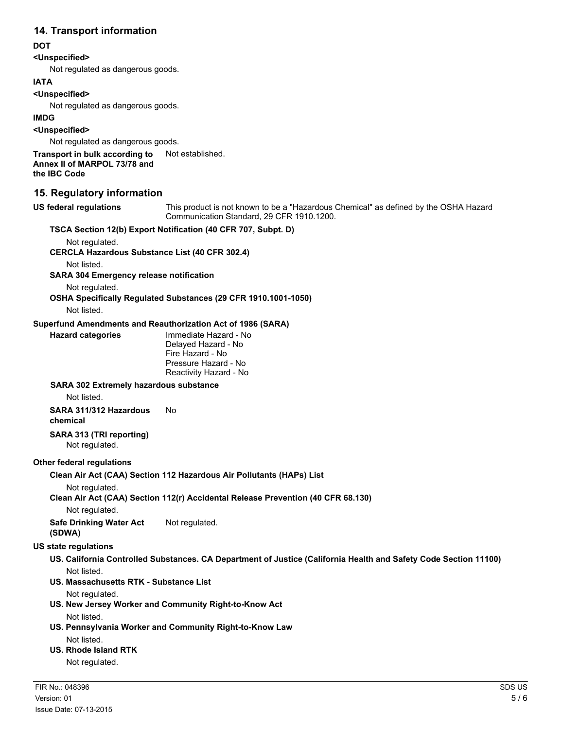## 14. Transport information

**DOT**

**<Unspecified>**

Not regulated as dangerous goods.

**IATA**

**<Unspecified>**

Not regulated as dangerous goods.

**IMDG**

**<Unspecified>**

Not regulated as dangerous goods.

**Transport in bulk according to Annex II of MARPOL 73/78 and the IBC Code** Not established.

## 15. Regulatory information

**US federal regulations** This product is not known to be a "Hazardous Chemical" as defined by the OSHA Hazard Communication Standard, 29 CFR 1910.1200.

**TSCA Section 12(b) Export Notification (40 CFR 707, Subpt. D)**

Not regulated.

**CERCLA Hazardous Substance List (40 CFR 302.4)**

Not listed.

**SARA 304 Emergency release notification**

Not regulated.

**OSHA Specifically Regulated Substances (29 CFR 1910.1001-1050)**

Not listed.

**Superfund Amendments and Reauthorization Act of 1986 (SARA)**

**Hazard categories**

Immediate Hazard - No
Delayed Hazard - No
Fire Hazard - No
Pressure Hazard - No
Reactivity Hazard - No

**SARA 302 Extremely hazardous substance**

Not listed.

**SARA 311/312 Hazardous chemical** No

**SARA 313 (TRI reporting)**

Not regulated.

**Other federal regulations**

**Clean Air Act (CAA) Section 112 Hazardous Air Pollutants (HAPs) List**

Not regulated.

**Clean Air Act (CAA) Section 112(r) Accidental Release Prevention (40 CFR 68.130)**

Not regulated.

**Safe Drinking Water Act (SDWA)** Not regulated.

**US state regulations**

**US. California Controlled Substances. CA Department of Justice (California Health and Safety Code Section 11100)**

Not listed.

**US. Massachusetts RTK - Substance List**

Not regulated.

**US. New Jersey Worker and Community Right-to-Know Act**

Not listed.

**US. Pennsylvania Worker and Community Right-to-Know Law**

Not listed.

**US. Rhode Island RTK**

Not regulated.

FIR No.: 048396
Version: 01
Issue Date: 07-13-2015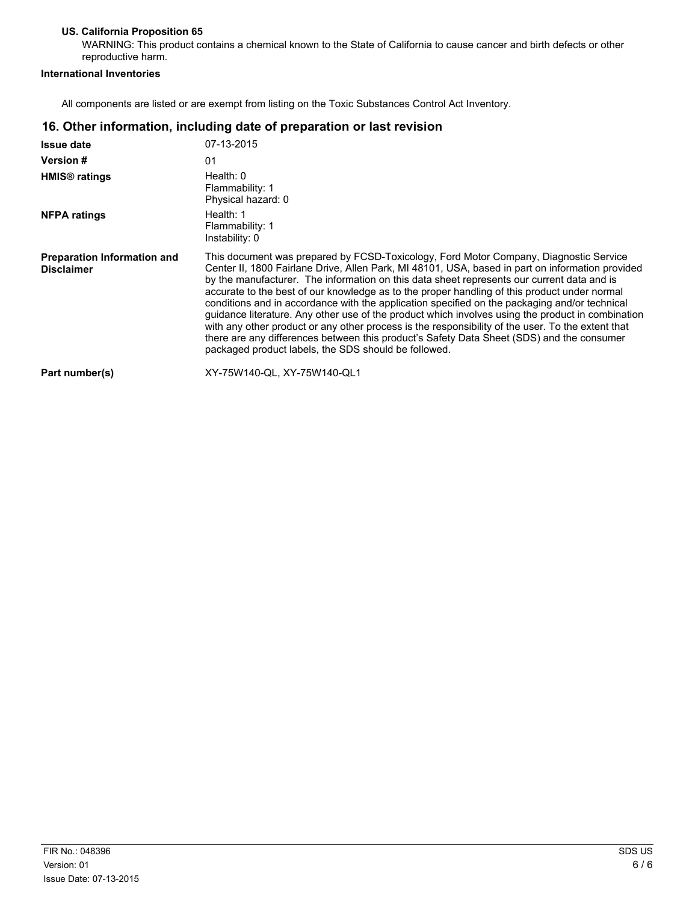**US. California Proposition 65**

WARNING: This product contains a chemical known to the State of California to cause cancer and birth defects or other reproductive harm.

**International Inventories**

All components are listed or are exempt from listing on the Toxic Substances Control Act Inventory.

## 16. Other information, including date of preparation or last revision

| | |
|---|---|
| **Issue date** | 07-13-2015 |
| **Version #** | 01 |
| **HMIS® ratings** | Health: 0<br>Flammability: 1<br>Physical hazard: 0 |
| **NFPA ratings** | Health: 1<br>Flammability: 1<br>Instability: 0 |
| **Preparation Information and Disclaimer** | This document was prepared by FCSD-Toxicology, Ford Motor Company, Diagnostic Service Center II, 1800 Fairlane Drive, Allen Park, MI 48101, USA, based in part on information provided by the manufacturer. The information on this data sheet represents our current data and is accurate to the best of our knowledge as to the proper handling of this product under normal conditions and in accordance with the application specified on the packaging and/or technical guidance literature. Any other use of the product which involves using the product in combination with any other product or any other process is the responsibility of the user. To the extent that there are any differences between this product's Safety Data Sheet (SDS) and the consumer packaged product labels, the SDS should be followed. |
| **Part number(s)** | XY-75W140-QL, XY-75W140-QL1 |